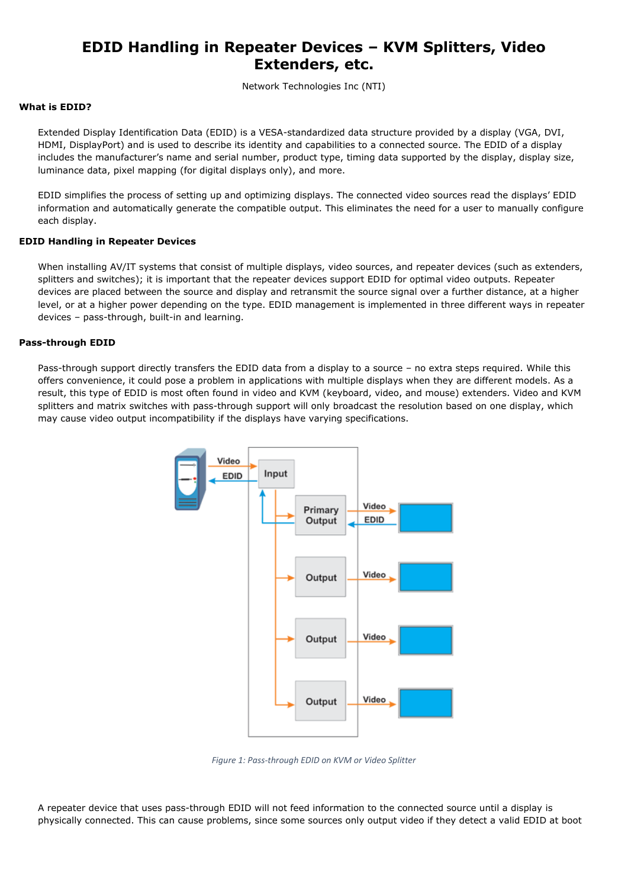# EDID Handling in Repeater Devices – KVM Splitters, Video Extenders, etc.

Network Technologies Inc (NTI)

**What is EDID?**

Extended Display Identification Data (EDID) is a VESA-standardized data structure provided by a display (VGA, DVI, HDMI, DisplayPort) and is used to describe its identity and capabilities to a connected source. The EDID of a display includes the manufacturer's name and serial number, product type, timing data supported by the display, display size, luminance data, pixel mapping (for digital displays only), and more.

EDID simplifies the process of setting up and optimizing displays. The connected video sources read the displays' EDID information and automatically generate the compatible output. This eliminates the need for a user to manually configure each display.

**EDID Handling in Repeater Devices**

When installing AV/IT systems that consist of multiple displays, video sources, and repeater devices (such as extenders, splitters and switches); it is important that the repeater devices support EDID for optimal video outputs. Repeater devices are placed between the source and display and retransmit the source signal over a further distance, at a higher level, or at a higher power depending on the type. EDID management is implemented in three different ways in repeater devices – pass-through, built-in and learning.

**Pass-through EDID**

Pass-through support directly transfers the EDID data from a display to a source – no extra steps required. While this offers convenience, it could pose a problem in applications with multiple displays when they are different models. As a result, this type of EDID is most often found in video and KVM (keyboard, video, and mouse) extenders. Video and KVM splitters and matrix switches with pass-through support will only broadcast the resolution based on one display, which may cause video output incompatibility if the displays have varying specifications.

*Figure 1: Pass-through EDID on KVM or Video Splitter*

A repeater device that uses pass-through EDID will not feed information to the connected source until a display is physically connected. This can cause problems, since some sources only output video if they detect a valid EDID at boot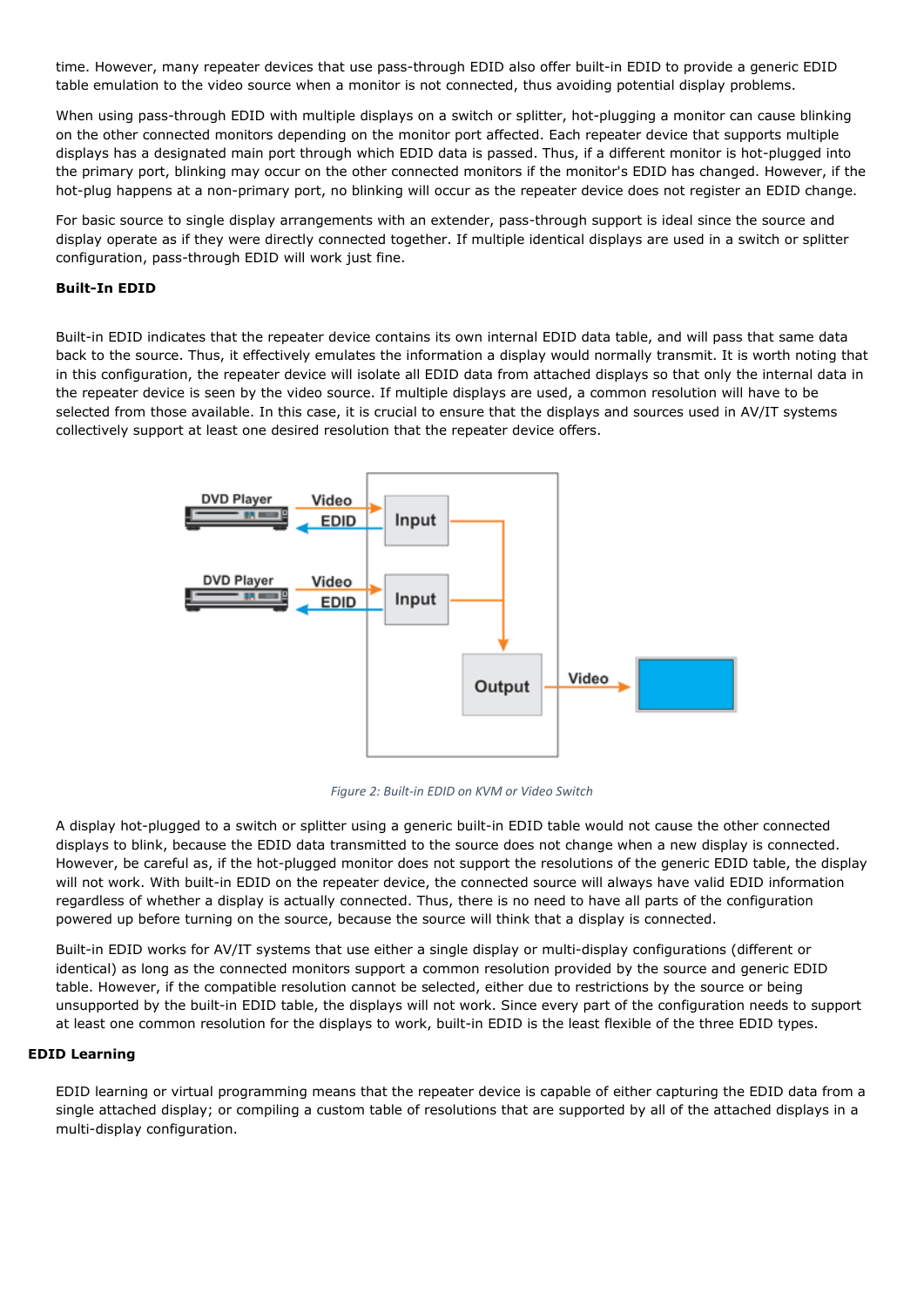time. However, many repeater devices that use pass-through EDID also offer built-in EDID to provide a generic EDID table emulation to the video source when a monitor is not connected, thus avoiding potential display problems.

When using pass-through EDID with multiple displays on a switch or splitter, hot-plugging a monitor can cause blinking on the other connected monitors depending on the monitor port affected. Each repeater device that supports multiple displays has a designated main port through which EDID data is passed. Thus, if a different monitor is hot-plugged into the primary port, blinking may occur on the other connected monitors if the monitor's EDID has changed. However, if the hot-plug happens at a non-primary port, no blinking will occur as the repeater device does not register an EDID change.

For basic source to single display arrangements with an extender, pass-through support is ideal since the source and display operate as if they were directly connected together. If multiple identical displays are used in a switch or splitter configuration, pass-through EDID will work just fine.

**Built-In EDID**

Built-in EDID indicates that the repeater device contains its own internal EDID data table, and will pass that same data back to the source. Thus, it effectively emulates the information a display would normally transmit. It is worth noting that in this configuration, the repeater device will isolate all EDID data from attached displays so that only the internal data in the repeater device is seen by the video source. If multiple displays are used, a common resolution will have to be selected from those available. In this case, it is crucial to ensure that the displays and sources used in AV/IT systems collectively support at least one desired resolution that the repeater device offers.

*Figure 2: Built-in EDID on KVM or Video Switch*

A display hot-plugged to a switch or splitter using a generic built-in EDID table would not cause the other connected displays to blink, because the EDID data transmitted to the source does not change when a new display is connected. However, be careful as, if the hot-plugged monitor does not support the resolutions of the generic EDID table, the display will not work. With built-in EDID on the repeater device, the connected source will always have valid EDID information regardless of whether a display is actually connected. Thus, there is no need to have all parts of the configuration powered up before turning on the source, because the source will think that a display is connected.

Built-in EDID works for AV/IT systems that use either a single display or multi-display configurations (different or identical) as long as the connected monitors support a common resolution provided by the source and generic EDID table. However, if the compatible resolution cannot be selected, either due to restrictions by the source or being unsupported by the built-in EDID table, the displays will not work. Since every part of the configuration needs to support at least one common resolution for the displays to work, built-in EDID is the least flexible of the three EDID types.

**EDID Learning**

EDID learning or virtual programming means that the repeater device is capable of either capturing the EDID data from a single attached display; or compiling a custom table of resolutions that are supported by all of the attached displays in a multi-display configuration.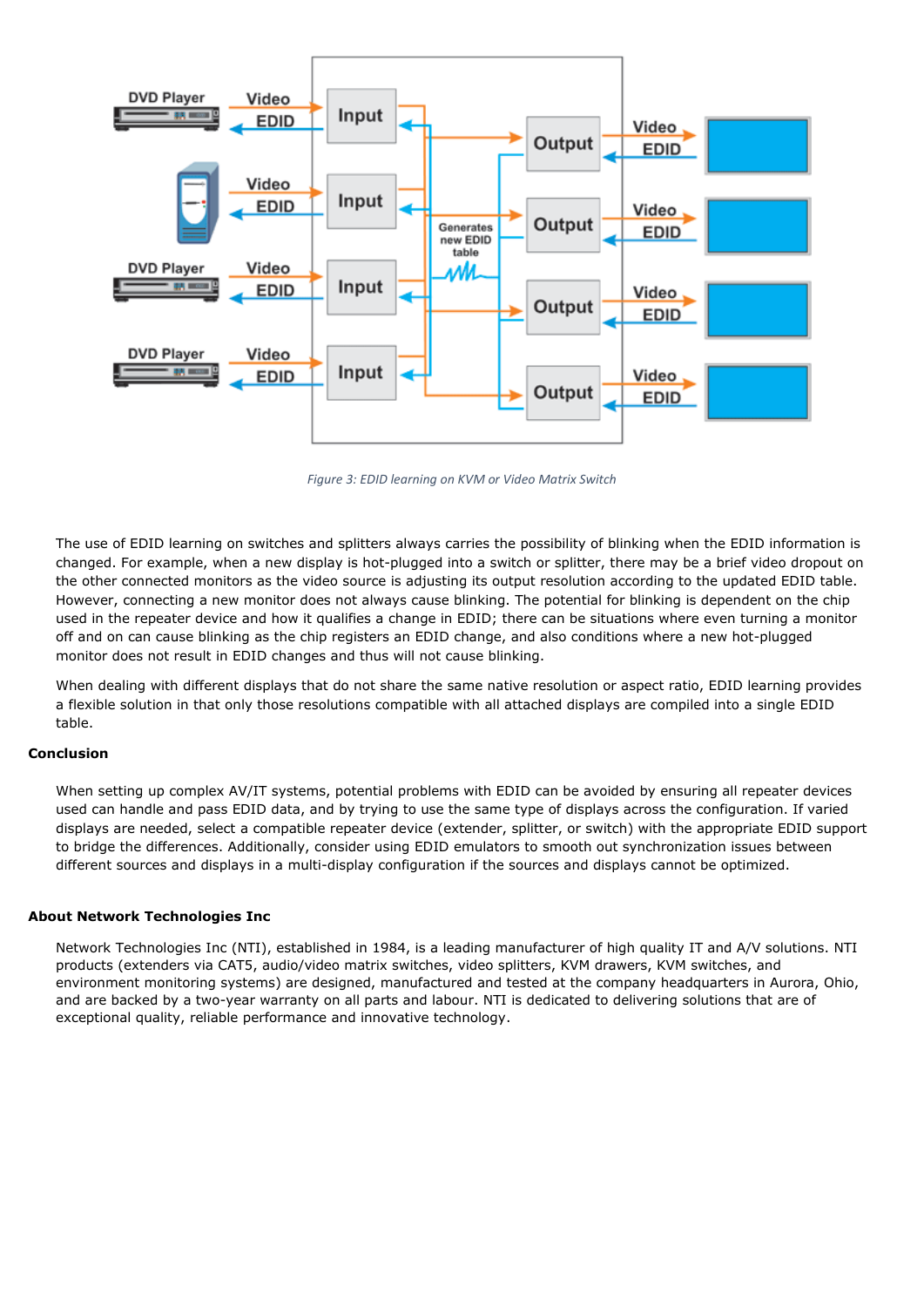DVD Player

Video

EDID

Input

Video

EDID

Input

DVD Player

Video

EDID

Input

DVD Player

Video

EDID

Input

Generates new EDID table

Output

Video

EDID

Output

Video

EDID

Output

Video

EDID

Output

Video

EDID

*Figure 3: EDID learning on KVM or Video Matrix Switch*

The use of EDID learning on switches and splitters always carries the possibility of blinking when the EDID information is changed. For example, when a new display is hot-plugged into a switch or splitter, there may be a brief video dropout on the other connected monitors as the video source is adjusting its output resolution according to the updated EDID table. However, connecting a new monitor does not always cause blinking. The potential for blinking is dependent on the chip used in the repeater device and how it qualifies a change in EDID; there can be situations where even turning a monitor off and on can cause blinking as the chip registers an EDID change, and also conditions where a new hot-plugged monitor does not result in EDID changes and thus will not cause blinking.

When dealing with different displays that do not share the same native resolution or aspect ratio, EDID learning provides a flexible solution in that only those resolutions compatible with all attached displays are compiled into a single EDID table.

**Conclusion**

When setting up complex AV/IT systems, potential problems with EDID can be avoided by ensuring all repeater devices used can handle and pass EDID data, and by trying to use the same type of displays across the configuration. If varied displays are needed, select a compatible repeater device (extender, splitter, or switch) with the appropriate EDID support to bridge the differences. Additionally, consider using EDID emulators to smooth out synchronization issues between different sources and displays in a multi-display configuration if the sources and displays cannot be optimized.

**About Network Technologies Inc**

Network Technologies Inc (NTI), established in 1984, is a leading manufacturer of high quality IT and A/V solutions. NTI products (extenders via CAT5, audio/video matrix switches, video splitters, KVM drawers, KVM switches, and environment monitoring systems) are designed, manufactured and tested at the company headquarters in Aurora, Ohio, and are backed by a two-year warranty on all parts and labour. NTI is dedicated to delivering solutions that are of exceptional quality, reliable performance and innovative technology.